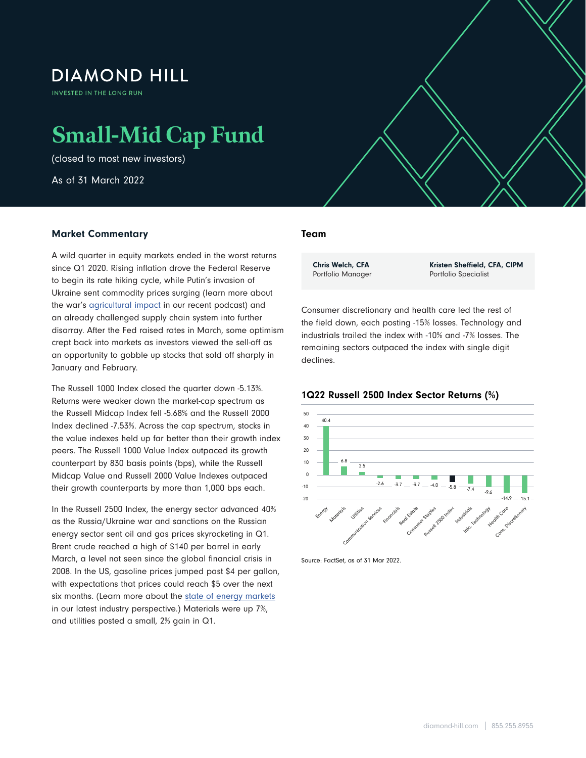# DIAMOND HILL

INVESTED IN THE LONG RUN

# Small-Mid Cap Fund

(closed to most new investors)

As of 31 March 2022

## Market Commentary

A wild quarter in equity markets ended in the worst returns since Q1 2020. Rising inflation drove the Federal Reserve to begin its rate hiking cycle, while Putin's invasion of Ukraine sent commodity prices surging (learn more about the war's agricultural impact in our recent podcast) and an already challenged supply chain system into further disarray. After the Fed raised rates in March, some optimism crept back into markets as investors viewed the sell-off as an opportunity to gobble up stocks that sold off sharply in January and February.

The Russell 1000 Index closed the quarter down -5.13%. Returns were weaker down the market-cap spectrum as the Russell Midcap Index fell -5.68% and the Russell 2000 Index declined -7.53%. Across the cap spectrum, stocks in the value indexes held up far better than their growth index peers. The Russell 1000 Value Index outpaced its growth counterpart by 830 basis points (bps), while the Russell Midcap Value and Russell 2000 Value Indexes outpaced their growth counterparts by more than 1,000 bps each.

In the Russell 2500 Index, the energy sector advanced 40% as the Russia/Ukraine war and sanctions on the Russian energy sector sent oil and gas prices skyrocketing in Q1. Brent crude reached a high of $140 per barrel in early March, a level not seen since the global financial crisis in 2008. In the US, gasoline prices jumped past $4 per gallon, with expectations that prices could reach $5 over the next six months. (Learn more about the state of energy markets in our latest industry perspective.) Materials were up 7%, and utilities posted a small, 2% gain in Q1.

## Team

| Chris Welch, CFA | Kristen Sheffield, CFA, CIPM |
| --- | --- |
| Portfolio Manager | Portfolio Specialist |

Consumer discretionary and health care led the rest of the field down, each posting -15% losses. Technology and industrials trailed the index with -10% and -7% losses. The remaining sectors outpaced the index with single digit declines.

### 1Q22 Russell 2500 Index Sector Returns (%)

| Sector | Return (%) |
| --- | --- |
| Energy | 40.4 |
| Materials | 6.8 |
| Utilities | 2.5 |
| Communication Services | -2.6 |
| Financials | -3.7 |
| Real Estate | -3.7 |
| Consumer Staples | -4.0 |
| Russell 2500 Index | -5.8 |
| Industrials | -7.4 |
| Info. Technology | -9.6 |
| Health Care | -14.9 |
| Cons. Discretionary | -15.1 |

Source: FactSet, as of 31 Mar 2022.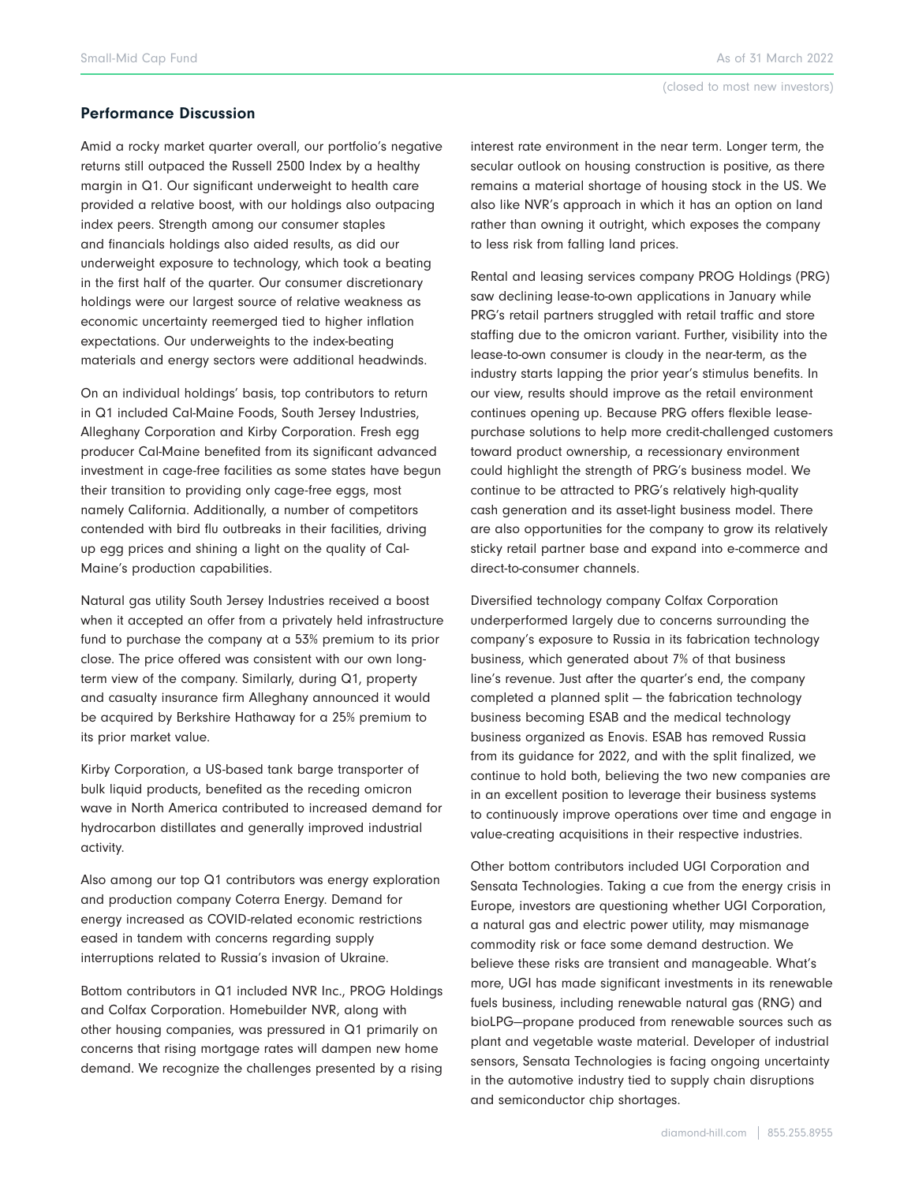## Performance Discussion

Amid a rocky market quarter overall, our portfolio's negative returns still outpaced the Russell 2500 Index by a healthy margin in Q1. Our significant underweight to health care provided a relative boost, with our holdings also outpacing index peers. Strength among our consumer staples and financials holdings also aided results, as did our underweight exposure to technology, which took a beating in the first half of the quarter. Our consumer discretionary holdings were our largest source of relative weakness as economic uncertainty reemerged tied to higher inflation expectations. Our underweights to the index-beating materials and energy sectors were additional headwinds.

On an individual holdings' basis, top contributors to return in Q1 included Cal-Maine Foods, South Jersey Industries, Alleghany Corporation and Kirby Corporation. Fresh egg producer Cal-Maine benefited from its significant advanced investment in cage-free facilities as some states have begun their transition to providing only cage-free eggs, most namely California. Additionally, a number of competitors contended with bird flu outbreaks in their facilities, driving up egg prices and shining a light on the quality of Cal-Maine's production capabilities.

Natural gas utility South Jersey Industries received a boost when it accepted an offer from a privately held infrastructure fund to purchase the company at a 53% premium to its prior close. The price offered was consistent with our own long-term view of the company. Similarly, during Q1, property and casualty insurance firm Alleghany announced it would be acquired by Berkshire Hathaway for a 25% premium to its prior market value.

Kirby Corporation, a US-based tank barge transporter of bulk liquid products, benefited as the receding omicron wave in North America contributed to increased demand for hydrocarbon distillates and generally improved industrial activity.

Also among our top Q1 contributors was energy exploration and production company Coterra Energy. Demand for energy increased as COVID-related economic restrictions eased in tandem with concerns regarding supply interruptions related to Russia's invasion of Ukraine.

Bottom contributors in Q1 included NVR Inc., PROG Holdings and Colfax Corporation. Homebuilder NVR, along with other housing companies, was pressured in Q1 primarily on concerns that rising mortgage rates will dampen new home demand. We recognize the challenges presented by a rising interest rate environment in the near term. Longer term, the secular outlook on housing construction is positive, as there remains a material shortage of housing stock in the US. We also like NVR's approach in which it has an option on land rather than owning it outright, which exposes the company to less risk from falling land prices.

Rental and leasing services company PROG Holdings (PRG) saw declining lease-to-own applications in January while PRG's retail partners struggled with retail traffic and store staffing due to the omicron variant. Further, visibility into the lease-to-own consumer is cloudy in the near-term, as the industry starts lapping the prior year's stimulus benefits. In our view, results should improve as the retail environment continues opening up. Because PRG offers flexible lease-purchase solutions to help more credit-challenged customers toward product ownership, a recessionary environment could highlight the strength of PRG's business model. We continue to be attracted to PRG's relatively high-quality cash generation and its asset-light business model. There are also opportunities for the company to grow its relatively sticky retail partner base and expand into e-commerce and direct-to-consumer channels.

Diversified technology company Colfax Corporation underperformed largely due to concerns surrounding the company's exposure to Russia in its fabrication technology business, which generated about 7% of that business line's revenue. Just after the quarter's end, the company completed a planned split — the fabrication technology business becoming ESAB and the medical technology business organized as Enovis. ESAB has removed Russia from its guidance for 2022, and with the split finalized, we continue to hold both, believing the two new companies are in an excellent position to leverage their business systems to continuously improve operations over time and engage in value-creating acquisitions in their respective industries.

Other bottom contributors included UGI Corporation and Sensata Technologies. Taking a cue from the energy crisis in Europe, investors are questioning whether UGI Corporation, a natural gas and electric power utility, may mismanage commodity risk or face some demand destruction. We believe these risks are transient and manageable. What's more, UGI has made significant investments in its renewable fuels business, including renewable natural gas (RNG) and bioLPG—propane produced from renewable sources such as plant and vegetable waste material. Developer of industrial sensors, Sensata Technologies is facing ongoing uncertainty in the automotive industry tied to supply chain disruptions and semiconductor chip shortages.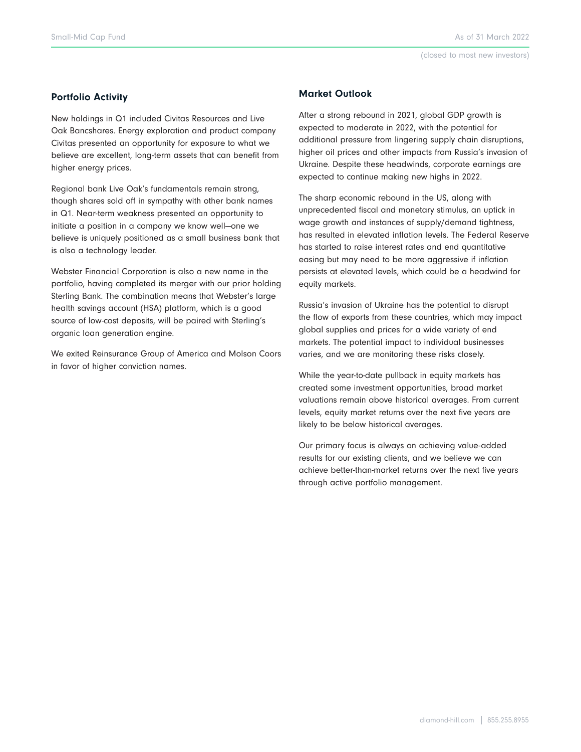(closed to most new investors)

## Portfolio Activity

New holdings in Q1 included Civitas Resources and Live Oak Bancshares. Energy exploration and product company Civitas presented an opportunity for exposure to what we believe are excellent, long-term assets that can benefit from higher energy prices.

Regional bank Live Oak's fundamentals remain strong, though shares sold off in sympathy with other bank names in Q1. Near-term weakness presented an opportunity to initiate a position in a company we know well—one we believe is uniquely positioned as a small business bank that is also a technology leader.

Webster Financial Corporation is also a new name in the portfolio, having completed its merger with our prior holding Sterling Bank. The combination means that Webster's large health savings account (HSA) platform, which is a good source of low-cost deposits, will be paired with Sterling's organic loan generation engine.

We exited Reinsurance Group of America and Molson Coors in favor of higher conviction names.

## Market Outlook

After a strong rebound in 2021, global GDP growth is expected to moderate in 2022, with the potential for additional pressure from lingering supply chain disruptions, higher oil prices and other impacts from Russia's invasion of Ukraine. Despite these headwinds, corporate earnings are expected to continue making new highs in 2022.

The sharp economic rebound in the US, along with unprecedented fiscal and monetary stimulus, an uptick in wage growth and instances of supply/demand tightness, has resulted in elevated inflation levels. The Federal Reserve has started to raise interest rates and end quantitative easing but may need to be more aggressive if inflation persists at elevated levels, which could be a headwind for equity markets.

Russia's invasion of Ukraine has the potential to disrupt the flow of exports from these countries, which may impact global supplies and prices for a wide variety of end markets. The potential impact to individual businesses varies, and we are monitoring these risks closely.

While the year-to-date pullback in equity markets has created some investment opportunities, broad market valuations remain above historical averages. From current levels, equity market returns over the next five years are likely to be below historical averages.

Our primary focus is always on achieving value-added results for our existing clients, and we believe we can achieve better-than-market returns over the next five years through active portfolio management.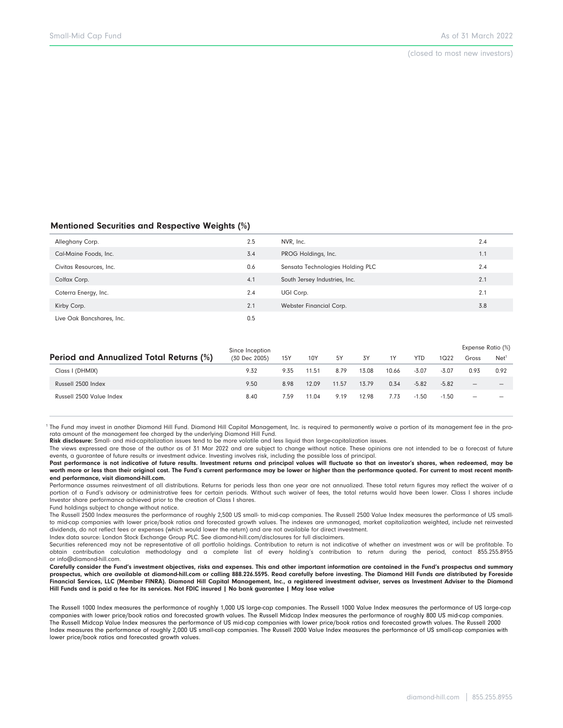(closed to most new investors)

### Mentioned Securities and Respective Weights (%)

| | | | |
|---|---|---|---|
| Alleghany Corp. | 2.5 | NVR, Inc. | 2.4 |
| Cal-Maine Foods, Inc. | 3.4 | PROG Holdings, Inc. | 1.1 |
| Civitas Resources, Inc. | 0.6 | Sensata Technologies Holding PLC | 2.4 |
| Colfax Corp. | 4.1 | South Jersey Industries, Inc. | 2.1 |
| Coterra Energy, Inc. | 2.4 | UGI Corp. | 2.1 |
| Kirby Corp. | 2.1 | Webster Financial Corp. | 3.8 |
| Live Oak Bancshares, Inc. | 0.5 | | |

| Period and Annualized Total Returns (%) | Since Inception (30 Dec 2005) | 15Y | 10Y | 5Y | 3Y | 1Y | YTD | 1Q22 | Expense Ratio (%) Gross | Net[1] |
|---|---|---|---|---|---|---|---|---|---|---|
| Class I (DHMIX) | 9.32 | 9.35 | 11.51 | 8.79 | 13.08 | 10.66 | -3.07 | -3.07 | 0.93 | 0.92 |
| Russell 2500 Index | 9.50 | 8.98 | 12.09 | 11.57 | 13.79 | 0.34 | -5.82 | -5.82 | – | – |
| Russell 2500 Value Index | 8.40 | 7.59 | 11.04 | 9.19 | 12.98 | 7.73 | -1.50 | -1.50 | – | – |

[1] The Fund may invest in another Diamond Hill Fund. Diamond Hill Capital Management, Inc. is required to permanently waive a portion of its management fee in the pro-rata amount of the management fee charged by the underlying Diamond Hill Fund.

**Risk disclosure:** Small- and mid-capitalization issues tend to be more volatile and less liquid than large-capitalization issues.

The views expressed are those of the author as of 31 Mar 2022 and are subject to change without notice. These opinions are not intended to be a forecast of future events, a guarantee of future results or investment advice. Investing involves risk, including the possible loss of principal.

**Past performance is not indicative of future results. Investment returns and principal values will fluctuate so that an investor's shares, when redeemed, may be worth more or less than their original cost. The Fund's current performance may be lower or higher than the performance quoted. For current to most recent month-end performance, visit diamond-hill.com.**

Performance assumes reinvestment of all distributions. Returns for periods less than one year are not annualized. These total return figures may reflect the waiver of a portion of a Fund's advisory or administrative fees for certain periods. Without such waiver of fees, the total returns would have been lower. Class I shares include Investor share performance achieved prior to the creation of Class I shares.

Fund holdings subject to change without notice.

The Russell 2500 Index measures the performance of roughly 2,500 US small- to mid-cap companies. The Russell 2500 Value Index measures the performance of US small- to mid-cap companies with lower price/book ratios and forecasted growth values. The indexes are unmanaged, market capitalization weighted, include net reinvested dividends, do not reflect fees or expenses (which would lower the return) and are not available for direct investment.

Index data source: London Stock Exchange Group PLC. See diamond-hill.com/disclosures for full disclaimers.

Securities referenced may not be representative of all portfolio holdings. Contribution to return is not indicative of whether an investment was or will be profitable. To obtain contribution calculation methodology and a complete list of every holding's contribution to return during the period, contact 855.255.8955 or info@diamond-hill.com.

**Carefully consider the Fund's investment objectives, risks and expenses. This and other important information are contained in the Fund's prospectus and summary prospectus, which are available at diamond-hill.com or calling 888.226.5595. Read carefully before investing. The Diamond Hill Funds are distributed by Foreside Financial Services, LLC (Member FINRA). Diamond Hill Capital Management, Inc., a registered investment adviser, serves as Investment Adviser to the Diamond Hill Funds and is paid a fee for its services. Not FDIC insured | No bank guarantee | May lose value**

The Russell 1000 Index measures the performance of roughly 1,000 US large-cap companies. The Russell 1000 Value Index measures the performance of US large-cap companies with lower price/book ratios and forecasted growth values. The Russell Midcap Index measures the performance of roughly 800 US mid-cap companies. The Russell Midcap Value Index measures the performance of US mid-cap companies with lower price/book ratios and forecasted growth values. The Russell 2000 Index measures the performance of roughly 2,000 US small-cap companies. The Russell 2000 Value Index measures the performance of US small-cap companies with lower price/book ratios and forecasted growth values.